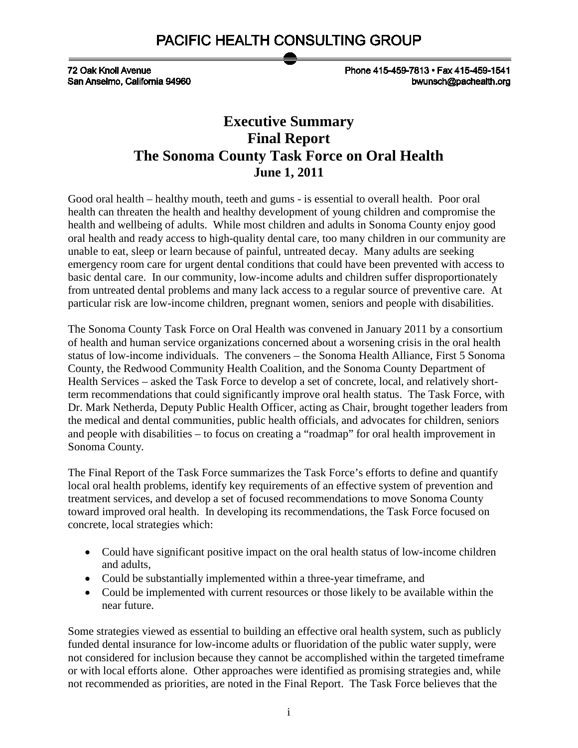# PACIFIC HEALTH CONSULTING GROUP

72 Oak Knoll Avenue
San Anselmo, California 94960

Phone 415-459-7813 • Fax 415-459-1541
bwunsch@pachealth.org

## Executive Summary
## Final Report
## The Sonoma County Task Force on Oral Health
### June 1, 2011

Good oral health – healthy mouth, teeth and gums - is essential to overall health. Poor oral health can threaten the health and healthy development of young children and compromise the health and wellbeing of adults. While most children and adults in Sonoma County enjoy good oral health and ready access to high-quality dental care, too many children in our community are unable to eat, sleep or learn because of painful, untreated decay. Many adults are seeking emergency room care for urgent dental conditions that could have been prevented with access to basic dental care. In our community, low-income adults and children suffer disproportionately from untreated dental problems and many lack access to a regular source of preventive care. At particular risk are low-income children, pregnant women, seniors and people with disabilities.

The Sonoma County Task Force on Oral Health was convened in January 2011 by a consortium of health and human service organizations concerned about a worsening crisis in the oral health status of low-income individuals. The conveners – the Sonoma Health Alliance, First 5 Sonoma County, the Redwood Community Health Coalition, and the Sonoma County Department of Health Services – asked the Task Force to develop a set of concrete, local, and relatively short-term recommendations that could significantly improve oral health status. The Task Force, with Dr. Mark Netherda, Deputy Public Health Officer, acting as Chair, brought together leaders from the medical and dental communities, public health officials, and advocates for children, seniors and people with disabilities – to focus on creating a "roadmap" for oral health improvement in Sonoma County.

The Final Report of the Task Force summarizes the Task Force's efforts to define and quantify local oral health problems, identify key requirements of an effective system of prevention and treatment services, and develop a set of focused recommendations to move Sonoma County toward improved oral health. In developing its recommendations, the Task Force focused on concrete, local strategies which:

- Could have significant positive impact on the oral health status of low-income children and adults,
- Could be substantially implemented within a three-year timeframe, and
- Could be implemented with current resources or those likely to be available within the near future.

Some strategies viewed as essential to building an effective oral health system, such as publicly funded dental insurance for low-income adults or fluoridation of the public water supply, were not considered for inclusion because they cannot be accomplished within the targeted timeframe or with local efforts alone. Other approaches were identified as promising strategies and, while not recommended as priorities, are noted in the Final Report. The Task Force believes that the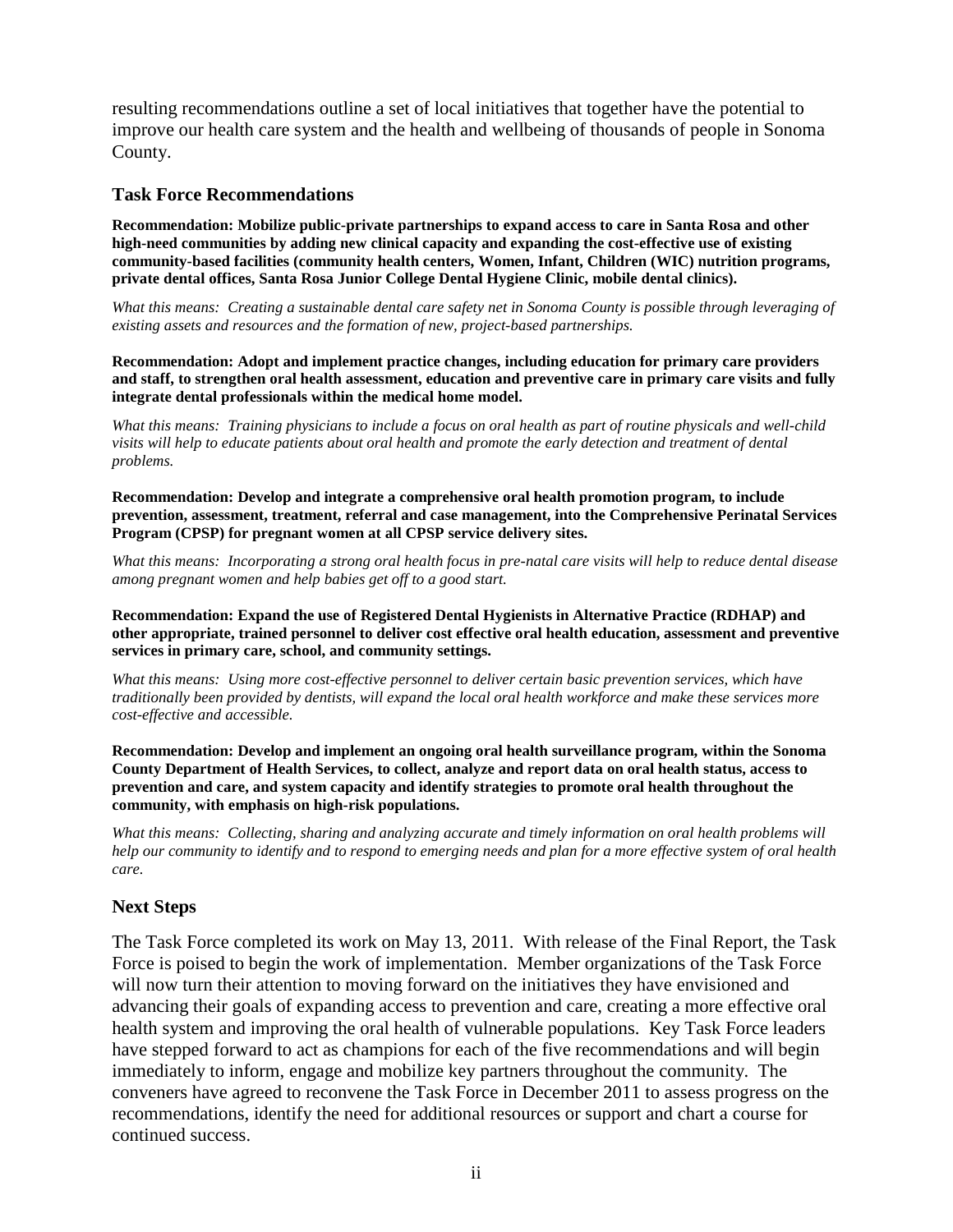resulting recommendations outline a set of local initiatives that together have the potential to improve our health care system and the health and wellbeing of thousands of people in Sonoma County.

### Task Force Recommendations

**Recommendation: Mobilize public-private partnerships to expand access to care in Santa Rosa and other high-need communities by adding new clinical capacity and expanding the cost-effective use of existing community-based facilities (community health centers, Women, Infant, Children (WIC) nutrition programs, private dental offices, Santa Rosa Junior College Dental Hygiene Clinic, mobile dental clinics).**

*What this means: Creating a sustainable dental care safety net in Sonoma County is possible through leveraging of existing assets and resources and the formation of new, project-based partnerships.*

**Recommendation: Adopt and implement practice changes, including education for primary care providers and staff, to strengthen oral health assessment, education and preventive care in primary care visits and fully integrate dental professionals within the medical home model.**

*What this means: Training physicians to include a focus on oral health as part of routine physicals and well-child visits will help to educate patients about oral health and promote the early detection and treatment of dental problems.*

**Recommendation: Develop and integrate a comprehensive oral health promotion program, to include prevention, assessment, treatment, referral and case management, into the Comprehensive Perinatal Services Program (CPSP) for pregnant women at all CPSP service delivery sites.**

*What this means: Incorporating a strong oral health focus in pre-natal care visits will help to reduce dental disease among pregnant women and help babies get off to a good start.*

**Recommendation: Expand the use of Registered Dental Hygienists in Alternative Practice (RDHAP) and other appropriate, trained personnel to deliver cost effective oral health education, assessment and preventive services in primary care, school, and community settings.**

*What this means: Using more cost-effective personnel to deliver certain basic prevention services, which have traditionally been provided by dentists, will expand the local oral health workforce and make these services more cost-effective and accessible.*

**Recommendation: Develop and implement an ongoing oral health surveillance program, within the Sonoma County Department of Health Services, to collect, analyze and report data on oral health status, access to prevention and care, and system capacity and identify strategies to promote oral health throughout the community, with emphasis on high-risk populations.**

*What this means: Collecting, sharing and analyzing accurate and timely information on oral health problems will help our community to identify and to respond to emerging needs and plan for a more effective system of oral health care.*

### Next Steps

The Task Force completed its work on May 13, 2011. With release of the Final Report, the Task Force is poised to begin the work of implementation. Member organizations of the Task Force will now turn their attention to moving forward on the initiatives they have envisioned and advancing their goals of expanding access to prevention and care, creating a more effective oral health system and improving the oral health of vulnerable populations. Key Task Force leaders have stepped forward to act as champions for each of the five recommendations and will begin immediately to inform, engage and mobilize key partners throughout the community. The conveners have agreed to reconvene the Task Force in December 2011 to assess progress on the recommendations, identify the need for additional resources or support and chart a course for continued success.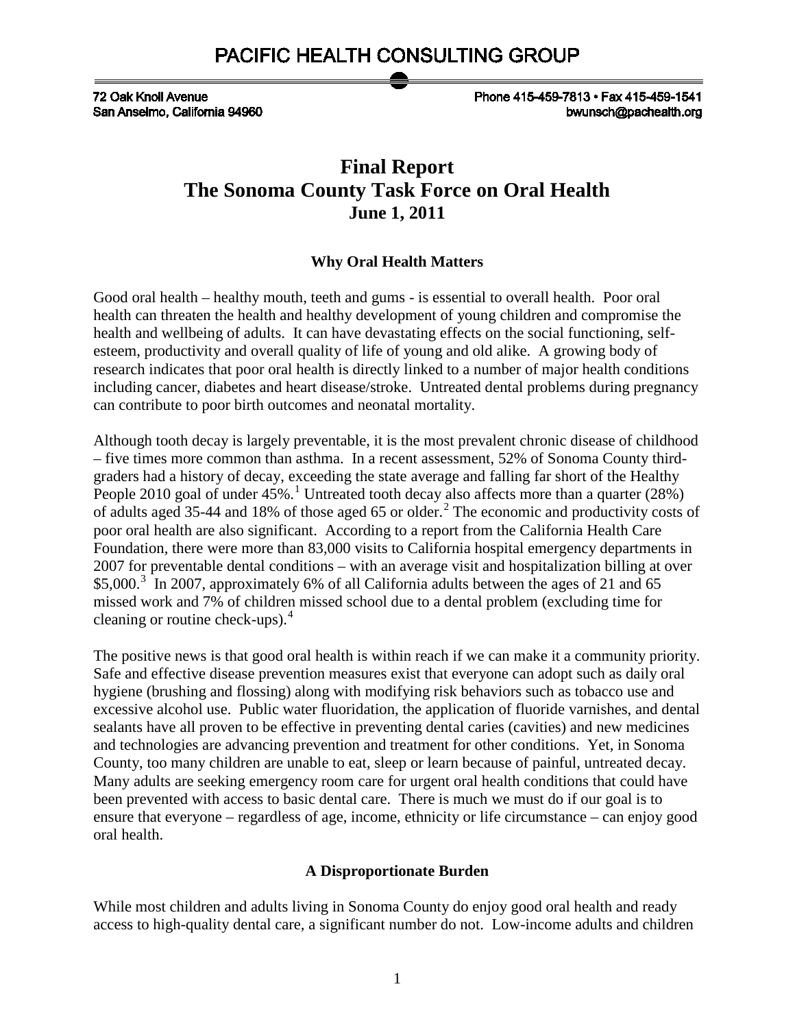# PACIFIC HEALTH CONSULTING GROUP

72 Oak Knoll Avenue
San Anselmo, California 94960

Phone 415-459-7813 • Fax 415-459-1541
bwunsch@pachealth.org

# Final Report
# The Sonoma County Task Force on Oral Health
## June 1, 2011

### Why Oral Health Matters

Good oral health – healthy mouth, teeth and gums - is essential to overall health. Poor oral health can threaten the health and healthy development of young children and compromise the health and wellbeing of adults. It can have devastating effects on the social functioning, self-esteem, productivity and overall quality of life of young and old alike. A growing body of research indicates that poor oral health is directly linked to a number of major health conditions including cancer, diabetes and heart disease/stroke. Untreated dental problems during pregnancy can contribute to poor birth outcomes and neonatal mortality.

Although tooth decay is largely preventable, it is the most prevalent chronic disease of childhood – five times more common than asthma. In a recent assessment, 52% of Sonoma County third-graders had a history of decay, exceeding the state average and falling far short of the Healthy People 2010 goal of under 45%.[1] Untreated tooth decay also affects more than a quarter (28%) of adults aged 35-44 and 18% of those aged 65 or older.[2] The economic and productivity costs of poor oral health are also significant. According to a report from the California Health Care Foundation, there were more than 83,000 visits to California hospital emergency departments in 2007 for preventable dental conditions – with an average visit and hospitalization billing at over \$5,000.[3] In 2007, approximately 6% of all California adults between the ages of 21 and 65 missed work and 7% of children missed school due to a dental problem (excluding time for cleaning or routine check-ups).[4]

The positive news is that good oral health is within reach if we can make it a community priority. Safe and effective disease prevention measures exist that everyone can adopt such as daily oral hygiene (brushing and flossing) along with modifying risk behaviors such as tobacco use and excessive alcohol use. Public water fluoridation, the application of fluoride varnishes, and dental sealants have all proven to be effective in preventing dental caries (cavities) and new medicines and technologies are advancing prevention and treatment for other conditions. Yet, in Sonoma County, too many children are unable to eat, sleep or learn because of painful, untreated decay. Many adults are seeking emergency room care for urgent oral health conditions that could have been prevented with access to basic dental care. There is much we must do if our goal is to ensure that everyone – regardless of age, income, ethnicity or life circumstance – can enjoy good oral health.

### A Disproportionate Burden

While most children and adults living in Sonoma County do enjoy good oral health and ready access to high-quality dental care, a significant number do not. Low-income adults and children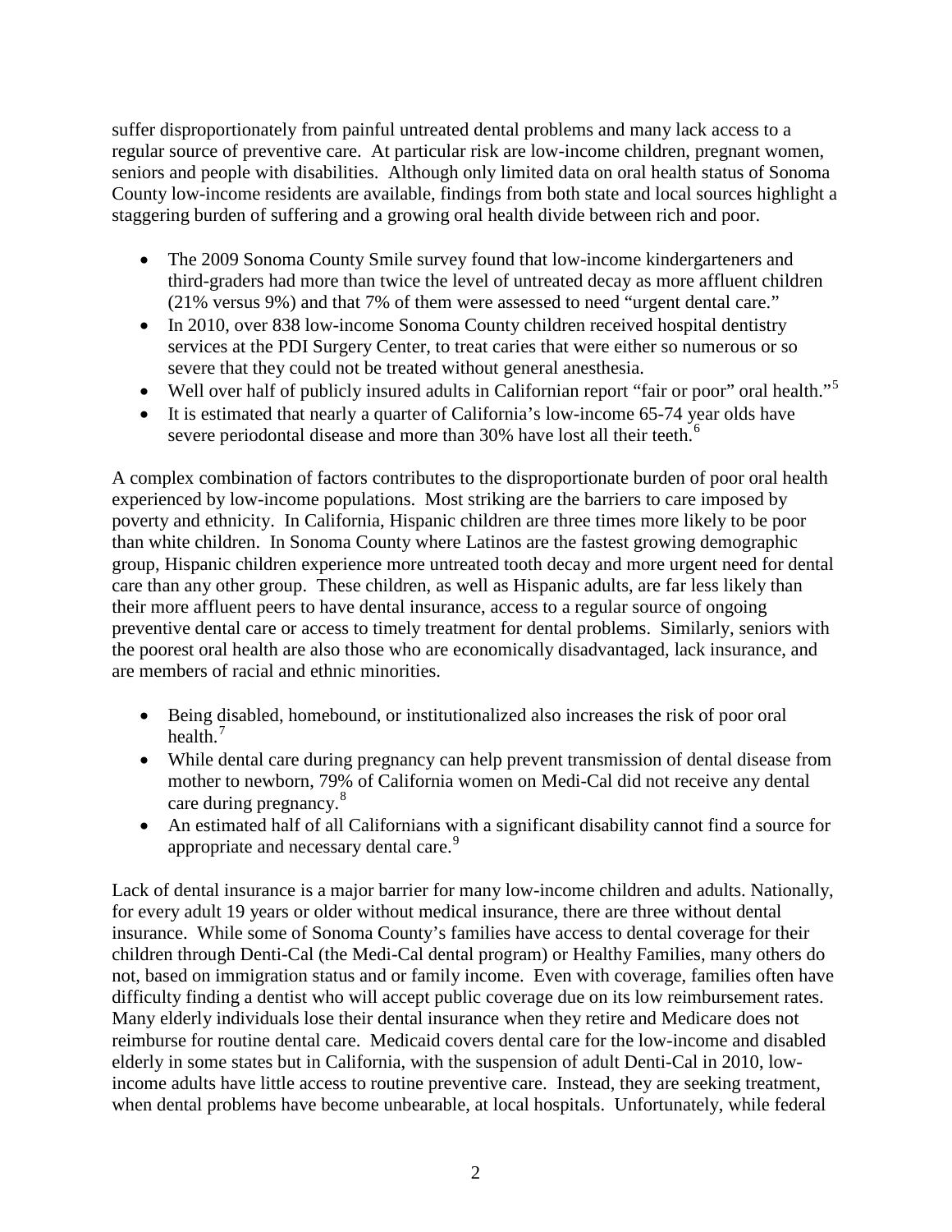suffer disproportionately from painful untreated dental problems and many lack access to a regular source of preventive care. At particular risk are low-income children, pregnant women, seniors and people with disabilities. Although only limited data on oral health status of Sonoma County low-income residents are available, findings from both state and local sources highlight a staggering burden of suffering and a growing oral health divide between rich and poor.

- The 2009 Sonoma County Smile survey found that low-income kindergarteners and third-graders had more than twice the level of untreated decay as more affluent children (21% versus 9%) and that 7% of them were assessed to need "urgent dental care."
- In 2010, over 838 low-income Sonoma County children received hospital dentistry services at the PDI Surgery Center, to treat caries that were either so numerous or so severe that they could not be treated without general anesthesia.
- Well over half of publicly insured adults in Californian report "fair or poor" oral health."[5]
- It is estimated that nearly a quarter of California's low-income 65-74 year olds have severe periodontal disease and more than 30% have lost all their teeth.[6]

A complex combination of factors contributes to the disproportionate burden of poor oral health experienced by low-income populations. Most striking are the barriers to care imposed by poverty and ethnicity. In California, Hispanic children are three times more likely to be poor than white children. In Sonoma County where Latinos are the fastest growing demographic group, Hispanic children experience more untreated tooth decay and more urgent need for dental care than any other group. These children, as well as Hispanic adults, are far less likely than their more affluent peers to have dental insurance, access to a regular source of ongoing preventive dental care or access to timely treatment for dental problems. Similarly, seniors with the poorest oral health are also those who are economically disadvantaged, lack insurance, and are members of racial and ethnic minorities.

- Being disabled, homebound, or institutionalized also increases the risk of poor oral health.[7]
- While dental care during pregnancy can help prevent transmission of dental disease from mother to newborn, 79% of California women on Medi-Cal did not receive any dental care during pregnancy.[8]
- An estimated half of all Californians with a significant disability cannot find a source for appropriate and necessary dental care.[9]

Lack of dental insurance is a major barrier for many low-income children and adults. Nationally, for every adult 19 years or older without medical insurance, there are three without dental insurance. While some of Sonoma County's families have access to dental coverage for their children through Denti-Cal (the Medi-Cal dental program) or Healthy Families, many others do not, based on immigration status and or family income. Even with coverage, families often have difficulty finding a dentist who will accept public coverage due on its low reimbursement rates. Many elderly individuals lose their dental insurance when they retire and Medicare does not reimburse for routine dental care. Medicaid covers dental care for the low-income and disabled elderly in some states but in California, with the suspension of adult Denti-Cal in 2010, low-income adults have little access to routine preventive care. Instead, they are seeking treatment, when dental problems have become unbearable, at local hospitals. Unfortunately, while federal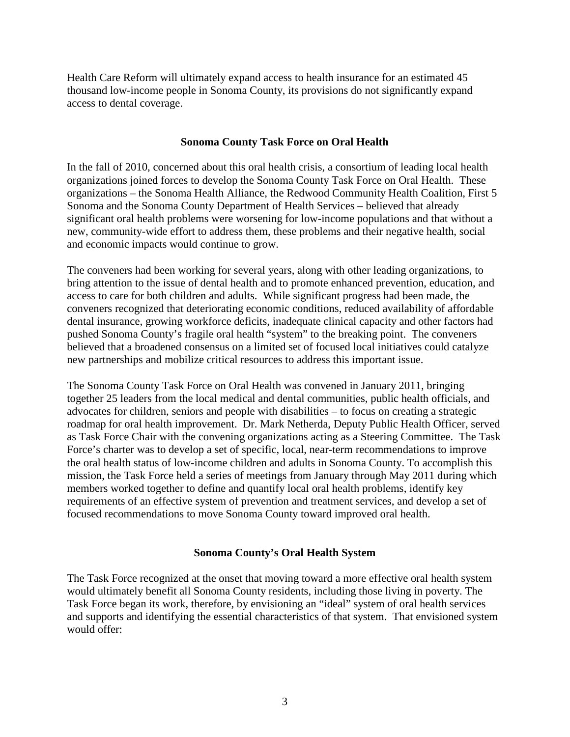Health Care Reform will ultimately expand access to health insurance for an estimated 45 thousand low-income people in Sonoma County, its provisions do not significantly expand access to dental coverage.

## Sonoma County Task Force on Oral Health

In the fall of 2010, concerned about this oral health crisis, a consortium of leading local health organizations joined forces to develop the Sonoma County Task Force on Oral Health. These organizations – the Sonoma Health Alliance, the Redwood Community Health Coalition, First 5 Sonoma and the Sonoma County Department of Health Services – believed that already significant oral health problems were worsening for low-income populations and that without a new, community-wide effort to address them, these problems and their negative health, social and economic impacts would continue to grow.

The conveners had been working for several years, along with other leading organizations, to bring attention to the issue of dental health and to promote enhanced prevention, education, and access to care for both children and adults. While significant progress had been made, the conveners recognized that deteriorating economic conditions, reduced availability of affordable dental insurance, growing workforce deficits, inadequate clinical capacity and other factors had pushed Sonoma County's fragile oral health "system" to the breaking point. The conveners believed that a broadened consensus on a limited set of focused local initiatives could catalyze new partnerships and mobilize critical resources to address this important issue.

The Sonoma County Task Force on Oral Health was convened in January 2011, bringing together 25 leaders from the local medical and dental communities, public health officials, and advocates for children, seniors and people with disabilities – to focus on creating a strategic roadmap for oral health improvement. Dr. Mark Netherda, Deputy Public Health Officer, served as Task Force Chair with the convening organizations acting as a Steering Committee. The Task Force's charter was to develop a set of specific, local, near-term recommendations to improve the oral health status of low-income children and adults in Sonoma County. To accomplish this mission, the Task Force held a series of meetings from January through May 2011 during which members worked together to define and quantify local oral health problems, identify key requirements of an effective system of prevention and treatment services, and develop a set of focused recommendations to move Sonoma County toward improved oral health.

## Sonoma County's Oral Health System

The Task Force recognized at the onset that moving toward a more effective oral health system would ultimately benefit all Sonoma County residents, including those living in poverty. The Task Force began its work, therefore, by envisioning an "ideal" system of oral health services and supports and identifying the essential characteristics of that system. That envisioned system would offer: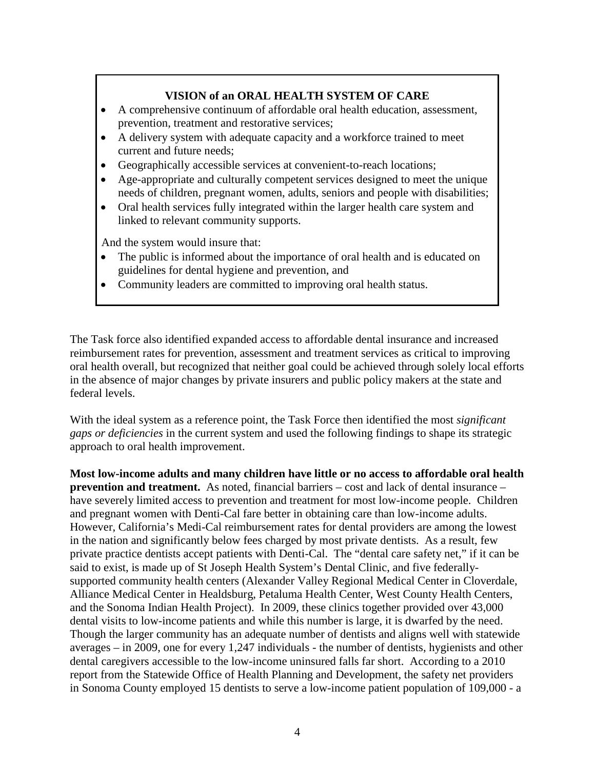**VISION of an ORAL HEALTH SYSTEM OF CARE**

- A comprehensive continuum of affordable oral health education, assessment, prevention, treatment and restorative services;
- A delivery system with adequate capacity and a workforce trained to meet current and future needs;
- Geographically accessible services at convenient-to-reach locations;
- Age-appropriate and culturally competent services designed to meet the unique needs of children, pregnant women, adults, seniors and people with disabilities;
- Oral health services fully integrated within the larger health care system and linked to relevant community supports.

And the system would insure that:

- The public is informed about the importance of oral health and is educated on guidelines for dental hygiene and prevention, and
- Community leaders are committed to improving oral health status.

The Task force also identified expanded access to affordable dental insurance and increased reimbursement rates for prevention, assessment and treatment services as critical to improving oral health overall, but recognized that neither goal could be achieved through solely local efforts in the absence of major changes by private insurers and public policy makers at the state and federal levels.

With the ideal system as a reference point, the Task Force then identified the most *significant gaps or deficiencies* in the current system and used the following findings to shape its strategic approach to oral health improvement.

**Most low-income adults and many children have little or no access to affordable oral health prevention and treatment.** As noted, financial barriers – cost and lack of dental insurance – have severely limited access to prevention and treatment for most low-income people. Children and pregnant women with Denti-Cal fare better in obtaining care than low-income adults. However, California's Medi-Cal reimbursement rates for dental providers are among the lowest in the nation and significantly below fees charged by most private dentists. As a result, few private practice dentists accept patients with Denti-Cal. The "dental care safety net," if it can be said to exist, is made up of St Joseph Health System's Dental Clinic, and five federally-supported community health centers (Alexander Valley Regional Medical Center in Cloverdale, Alliance Medical Center in Healdsburg, Petaluma Health Center, West County Health Centers, and the Sonoma Indian Health Project). In 2009, these clinics together provided over 43,000 dental visits to low-income patients and while this number is large, it is dwarfed by the need. Though the larger community has an adequate number of dentists and aligns well with statewide averages – in 2009, one for every 1,247 individuals - the number of dentists, hygienists and other dental caregivers accessible to the low-income uninsured falls far short. According to a 2010 report from the Statewide Office of Health Planning and Development, the safety net providers in Sonoma County employed 15 dentists to serve a low-income patient population of 109,000 - a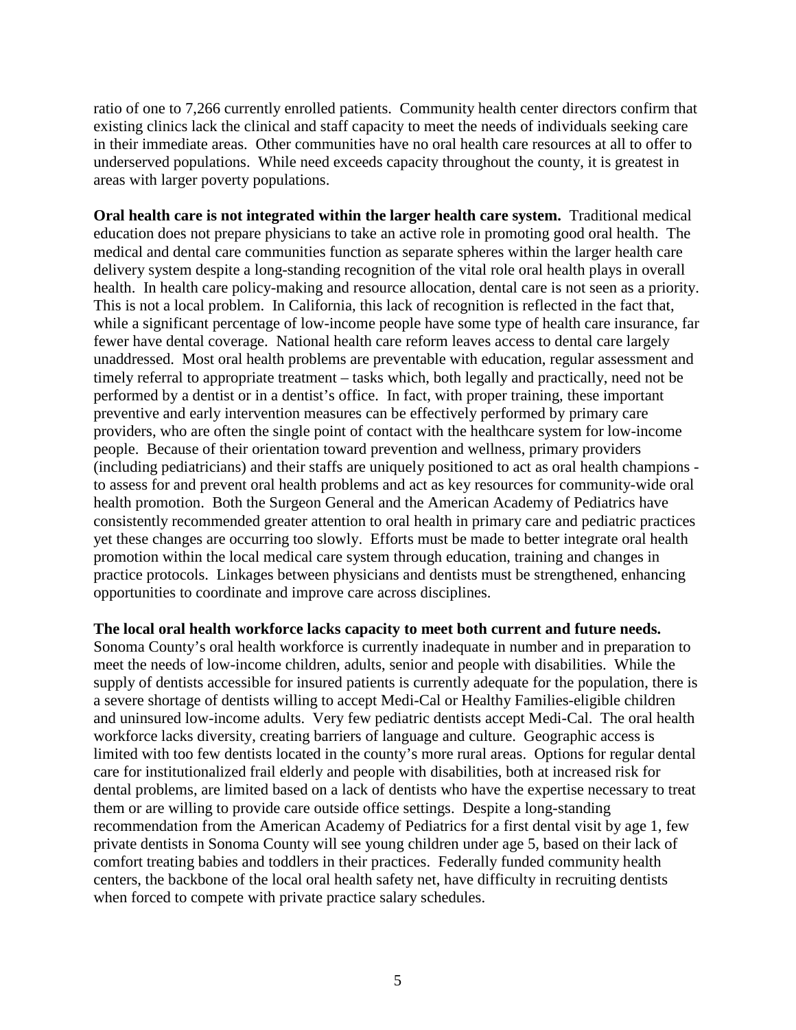ratio of one to 7,266 currently enrolled patients. Community health center directors confirm that existing clinics lack the clinical and staff capacity to meet the needs of individuals seeking care in their immediate areas. Other communities have no oral health care resources at all to offer to underserved populations. While need exceeds capacity throughout the county, it is greatest in areas with larger poverty populations.

**Oral health care is not integrated within the larger health care system.** Traditional medical education does not prepare physicians to take an active role in promoting good oral health. The medical and dental care communities function as separate spheres within the larger health care delivery system despite a long-standing recognition of the vital role oral health plays in overall health. In health care policy-making and resource allocation, dental care is not seen as a priority. This is not a local problem. In California, this lack of recognition is reflected in the fact that, while a significant percentage of low-income people have some type of health care insurance, far fewer have dental coverage. National health care reform leaves access to dental care largely unaddressed. Most oral health problems are preventable with education, regular assessment and timely referral to appropriate treatment – tasks which, both legally and practically, need not be performed by a dentist or in a dentist's office. In fact, with proper training, these important preventive and early intervention measures can be effectively performed by primary care providers, who are often the single point of contact with the healthcare system for low-income people. Because of their orientation toward prevention and wellness, primary providers (including pediatricians) and their staffs are uniquely positioned to act as oral health champions - to assess for and prevent oral health problems and act as key resources for community-wide oral health promotion. Both the Surgeon General and the American Academy of Pediatrics have consistently recommended greater attention to oral health in primary care and pediatric practices yet these changes are occurring too slowly. Efforts must be made to better integrate oral health promotion within the local medical care system through education, training and changes in practice protocols. Linkages between physicians and dentists must be strengthened, enhancing opportunities to coordinate and improve care across disciplines.

**The local oral health workforce lacks capacity to meet both current and future needs.** Sonoma County's oral health workforce is currently inadequate in number and in preparation to meet the needs of low-income children, adults, senior and people with disabilities. While the supply of dentists accessible for insured patients is currently adequate for the population, there is a severe shortage of dentists willing to accept Medi-Cal or Healthy Families-eligible children and uninsured low-income adults. Very few pediatric dentists accept Medi-Cal. The oral health workforce lacks diversity, creating barriers of language and culture. Geographic access is limited with too few dentists located in the county's more rural areas. Options for regular dental care for institutionalized frail elderly and people with disabilities, both at increased risk for dental problems, are limited based on a lack of dentists who have the expertise necessary to treat them or are willing to provide care outside office settings. Despite a long-standing recommendation from the American Academy of Pediatrics for a first dental visit by age 1, few private dentists in Sonoma County will see young children under age 5, based on their lack of comfort treating babies and toddlers in their practices. Federally funded community health centers, the backbone of the local oral health safety net, have difficulty in recruiting dentists when forced to compete with private practice salary schedules.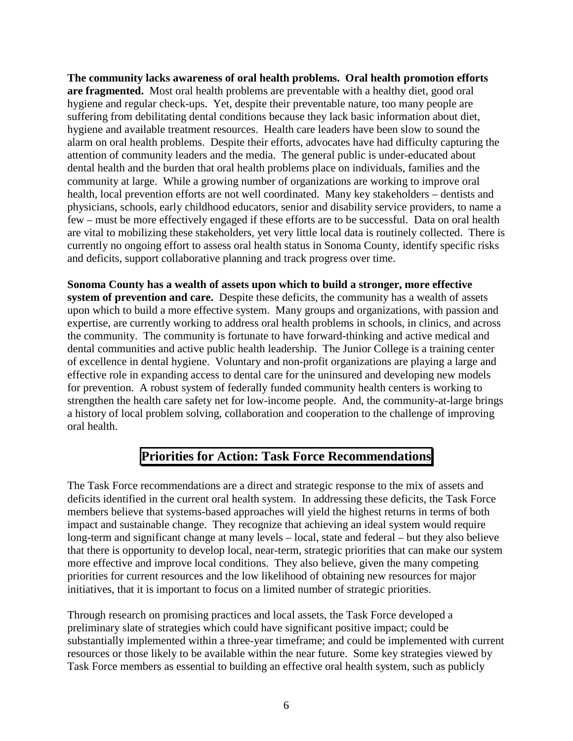**The community lacks awareness of oral health problems. Oral health promotion efforts are fragmented.** Most oral health problems are preventable with a healthy diet, good oral hygiene and regular check-ups. Yet, despite their preventable nature, too many people are suffering from debilitating dental conditions because they lack basic information about diet, hygiene and available treatment resources. Health care leaders have been slow to sound the alarm on oral health problems. Despite their efforts, advocates have had difficulty capturing the attention of community leaders and the media. The general public is under-educated about dental health and the burden that oral health problems place on individuals, families and the community at large. While a growing number of organizations are working to improve oral health, local prevention efforts are not well coordinated. Many key stakeholders – dentists and physicians, schools, early childhood educators, senior and disability service providers, to name a few – must be more effectively engaged if these efforts are to be successful. Data on oral health are vital to mobilizing these stakeholders, yet very little local data is routinely collected. There is currently no ongoing effort to assess oral health status in Sonoma County, identify specific risks and deficits, support collaborative planning and track progress over time.

**Sonoma County has a wealth of assets upon which to build a stronger, more effective system of prevention and care.** Despite these deficits, the community has a wealth of assets upon which to build a more effective system. Many groups and organizations, with passion and expertise, are currently working to address oral health problems in schools, in clinics, and across the community. The community is fortunate to have forward-thinking and active medical and dental communities and active public health leadership. The Junior College is a training center of excellence in dental hygiene. Voluntary and non-profit organizations are playing a large and effective role in expanding access to dental care for the uninsured and developing new models for prevention. A robust system of federally funded community health centers is working to strengthen the health care safety net for low-income people. And, the community-at-large brings a history of local problem solving, collaboration and cooperation to the challenge of improving oral health.

## Priorities for Action: Task Force Recommendations

The Task Force recommendations are a direct and strategic response to the mix of assets and deficits identified in the current oral health system. In addressing these deficits, the Task Force members believe that systems-based approaches will yield the highest returns in terms of both impact and sustainable change. They recognize that achieving an ideal system would require long-term and significant change at many levels – local, state and federal – but they also believe that there is opportunity to develop local, near-term, strategic priorities that can make our system more effective and improve local conditions. They also believe, given the many competing priorities for current resources and the low likelihood of obtaining new resources for major initiatives, that it is important to focus on a limited number of strategic priorities.

Through research on promising practices and local assets, the Task Force developed a preliminary slate of strategies which could have significant positive impact; could be substantially implemented within a three-year timeframe; and could be implemented with current resources or those likely to be available within the near future. Some key strategies viewed by Task Force members as essential to building an effective oral health system, such as publicly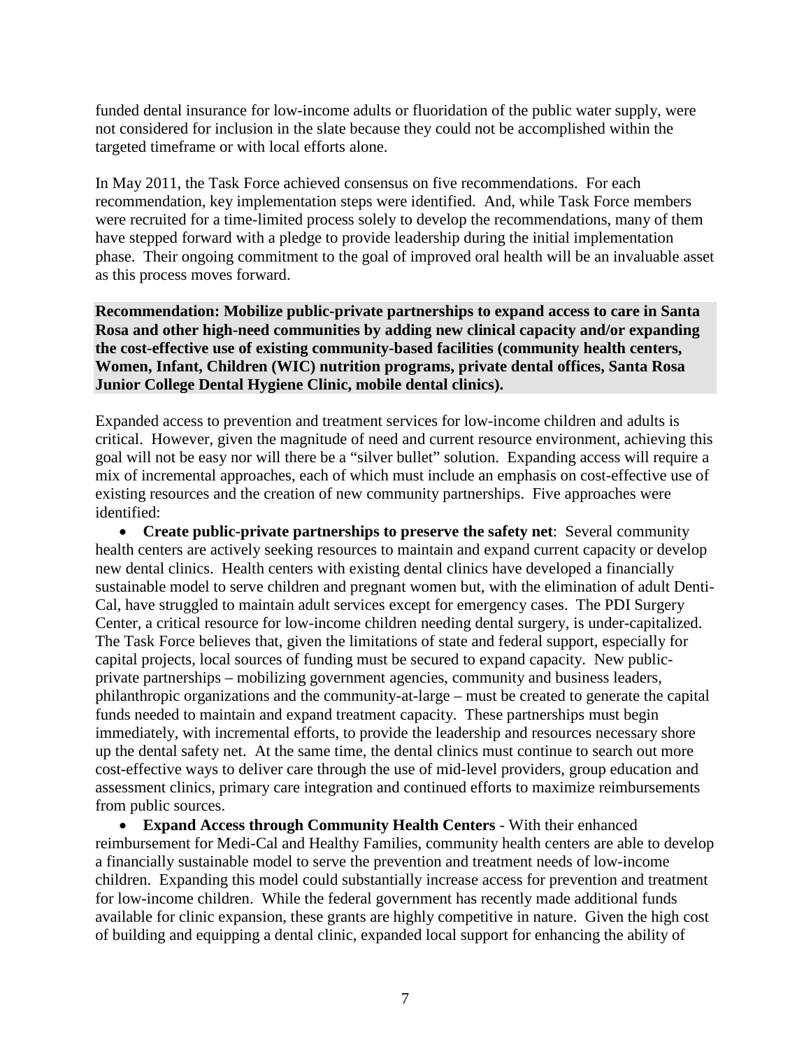funded dental insurance for low-income adults or fluoridation of the public water supply, were not considered for inclusion in the slate because they could not be accomplished within the targeted timeframe or with local efforts alone.

In May 2011, the Task Force achieved consensus on five recommendations. For each recommendation, key implementation steps were identified. And, while Task Force members were recruited for a time-limited process solely to develop the recommendations, many of them have stepped forward with a pledge to provide leadership during the initial implementation phase. Their ongoing commitment to the goal of improved oral health will be an invaluable asset as this process moves forward.

**Recommendation: Mobilize public-private partnerships to expand access to care in Santa Rosa and other high-need communities by adding new clinical capacity and/or expanding the cost-effective use of existing community-based facilities (community health centers, Women, Infant, Children (WIC) nutrition programs, private dental offices, Santa Rosa Junior College Dental Hygiene Clinic, mobile dental clinics).**

Expanded access to prevention and treatment services for low-income children and adults is critical. However, given the magnitude of need and current resource environment, achieving this goal will not be easy nor will there be a "silver bullet" solution. Expanding access will require a mix of incremental approaches, each of which must include an emphasis on cost-effective use of existing resources and the creation of new community partnerships. Five approaches were identified:

- **Create public-private partnerships to preserve the safety net**: Several community health centers are actively seeking resources to maintain and expand current capacity or develop new dental clinics. Health centers with existing dental clinics have developed a financially sustainable model to serve children and pregnant women but, with the elimination of adult Denti-Cal, have struggled to maintain adult services except for emergency cases. The PDI Surgery Center, a critical resource for low-income children needing dental surgery, is under-capitalized. The Task Force believes that, given the limitations of state and federal support, especially for capital projects, local sources of funding must be secured to expand capacity. New public-private partnerships – mobilizing government agencies, community and business leaders, philanthropic organizations and the community-at-large – must be created to generate the capital funds needed to maintain and expand treatment capacity. These partnerships must begin immediately, with incremental efforts, to provide the leadership and resources necessary shore up the dental safety net. At the same time, the dental clinics must continue to search out more cost-effective ways to deliver care through the use of mid-level providers, group education and assessment clinics, primary care integration and continued efforts to maximize reimbursements from public sources.
- **Expand Access through Community Health Centers** - With their enhanced reimbursement for Medi-Cal and Healthy Families, community health centers are able to develop a financially sustainable model to serve the prevention and treatment needs of low-income children. Expanding this model could substantially increase access for prevention and treatment for low-income children. While the federal government has recently made additional funds available for clinic expansion, these grants are highly competitive in nature. Given the high cost of building and equipping a dental clinic, expanded local support for enhancing the ability of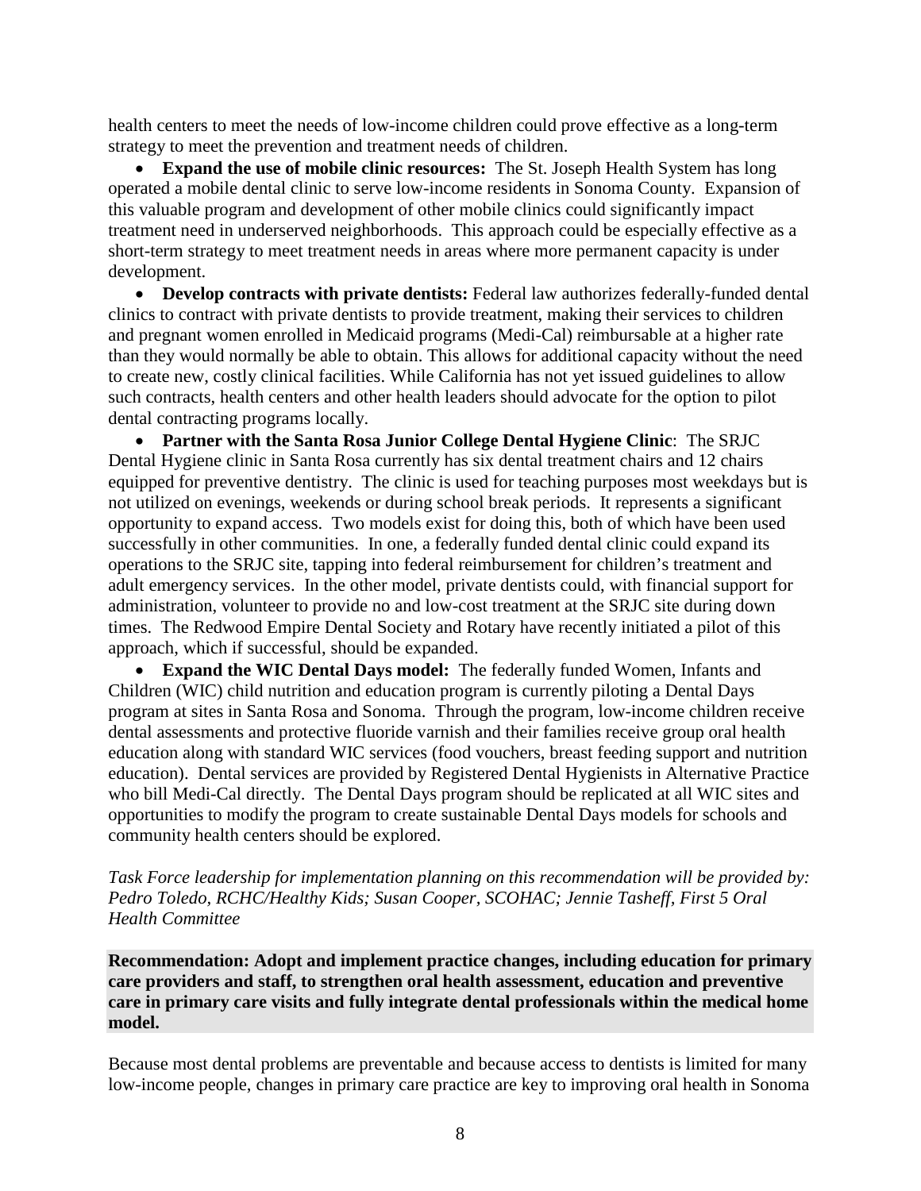health centers to meet the needs of low-income children could prove effective as a long-term strategy to meet the prevention and treatment needs of children.

- **Expand the use of mobile clinic resources:** The St. Joseph Health System has long operated a mobile dental clinic to serve low-income residents in Sonoma County. Expansion of this valuable program and development of other mobile clinics could significantly impact treatment need in underserved neighborhoods. This approach could be especially effective as a short-term strategy to meet treatment needs in areas where more permanent capacity is under development.
- **Develop contracts with private dentists:** Federal law authorizes federally-funded dental clinics to contract with private dentists to provide treatment, making their services to children and pregnant women enrolled in Medicaid programs (Medi-Cal) reimbursable at a higher rate than they would normally be able to obtain. This allows for additional capacity without the need to create new, costly clinical facilities. While California has not yet issued guidelines to allow such contracts, health centers and other health leaders should advocate for the option to pilot dental contracting programs locally.
- **Partner with the Santa Rosa Junior College Dental Hygiene Clinic**: The SRJC Dental Hygiene clinic in Santa Rosa currently has six dental treatment chairs and 12 chairs equipped for preventive dentistry. The clinic is used for teaching purposes most weekdays but is not utilized on evenings, weekends or during school break periods. It represents a significant opportunity to expand access. Two models exist for doing this, both of which have been used successfully in other communities. In one, a federally funded dental clinic could expand its operations to the SRJC site, tapping into federal reimbursement for children's treatment and adult emergency services. In the other model, private dentists could, with financial support for administration, volunteer to provide no and low-cost treatment at the SRJC site during down times. The Redwood Empire Dental Society and Rotary have recently initiated a pilot of this approach, which if successful, should be expanded.
- **Expand the WIC Dental Days model:** The federally funded Women, Infants and Children (WIC) child nutrition and education program is currently piloting a Dental Days program at sites in Santa Rosa and Sonoma. Through the program, low-income children receive dental assessments and protective fluoride varnish and their families receive group oral health education along with standard WIC services (food vouchers, breast feeding support and nutrition education). Dental services are provided by Registered Dental Hygienists in Alternative Practice who bill Medi-Cal directly. The Dental Days program should be replicated at all WIC sites and opportunities to modify the program to create sustainable Dental Days models for schools and community health centers should be explored.

*Task Force leadership for implementation planning on this recommendation will be provided by: Pedro Toledo, RCHC/Healthy Kids; Susan Cooper, SCOHAC; Jennie Tasheff, First 5 Oral Health Committee*

**Recommendation: Adopt and implement practice changes, including education for primary care providers and staff, to strengthen oral health assessment, education and preventive care in primary care visits and fully integrate dental professionals within the medical home model.**

Because most dental problems are preventable and because access to dentists is limited for many low-income people, changes in primary care practice are key to improving oral health in Sonoma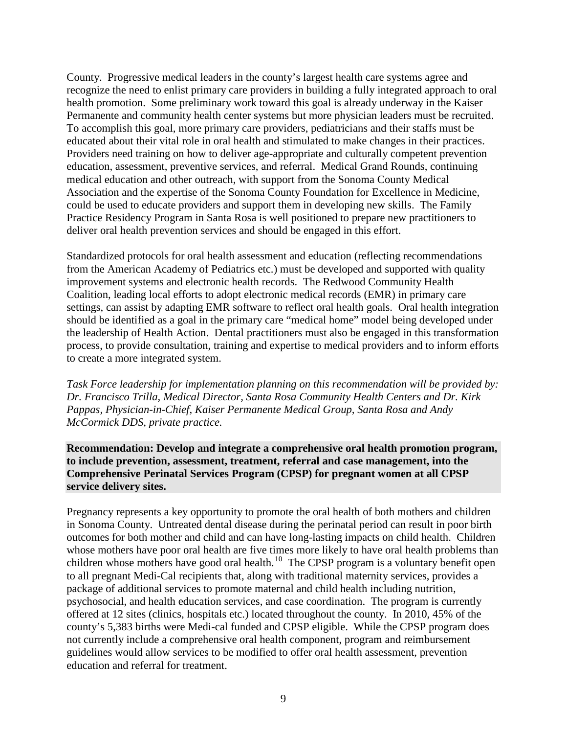County. Progressive medical leaders in the county's largest health care systems agree and recognize the need to enlist primary care providers in building a fully integrated approach to oral health promotion. Some preliminary work toward this goal is already underway in the Kaiser Permanente and community health center systems but more physician leaders must be recruited. To accomplish this goal, more primary care providers, pediatricians and their staffs must be educated about their vital role in oral health and stimulated to make changes in their practices. Providers need training on how to deliver age-appropriate and culturally competent prevention education, assessment, preventive services, and referral. Medical Grand Rounds, continuing medical education and other outreach, with support from the Sonoma County Medical Association and the expertise of the Sonoma County Foundation for Excellence in Medicine, could be used to educate providers and support them in developing new skills. The Family Practice Residency Program in Santa Rosa is well positioned to prepare new practitioners to deliver oral health prevention services and should be engaged in this effort.

Standardized protocols for oral health assessment and education (reflecting recommendations from the American Academy of Pediatrics etc.) must be developed and supported with quality improvement systems and electronic health records. The Redwood Community Health Coalition, leading local efforts to adopt electronic medical records (EMR) in primary care settings, can assist by adapting EMR software to reflect oral health goals. Oral health integration should be identified as a goal in the primary care "medical home" model being developed under the leadership of Health Action. Dental practitioners must also be engaged in this transformation process, to provide consultation, training and expertise to medical providers and to inform efforts to create a more integrated system.

*Task Force leadership for implementation planning on this recommendation will be provided by: Dr. Francisco Trilla, Medical Director, Santa Rosa Community Health Centers and Dr. Kirk Pappas, Physician-in-Chief, Kaiser Permanente Medical Group, Santa Rosa and Andy McCormick DDS, private practice.*

**Recommendation: Develop and integrate a comprehensive oral health promotion program, to include prevention, assessment, treatment, referral and case management, into the Comprehensive Perinatal Services Program (CPSP) for pregnant women at all CPSP service delivery sites.**

Pregnancy represents a key opportunity to promote the oral health of both mothers and children in Sonoma County. Untreated dental disease during the perinatal period can result in poor birth outcomes for both mother and child and can have long-lasting impacts on child health. Children whose mothers have poor oral health are five times more likely to have oral health problems than children whose mothers have good oral health.[10] The CPSP program is a voluntary benefit open to all pregnant Medi-Cal recipients that, along with traditional maternity services, provides a package of additional services to promote maternal and child health including nutrition, psychosocial, and health education services, and case coordination. The program is currently offered at 12 sites (clinics, hospitals etc.) located throughout the county. In 2010, 45% of the county's 5,383 births were Medi-cal funded and CPSP eligible. While the CPSP program does not currently include a comprehensive oral health component, program and reimbursement guidelines would allow services to be modified to offer oral health assessment, prevention education and referral for treatment.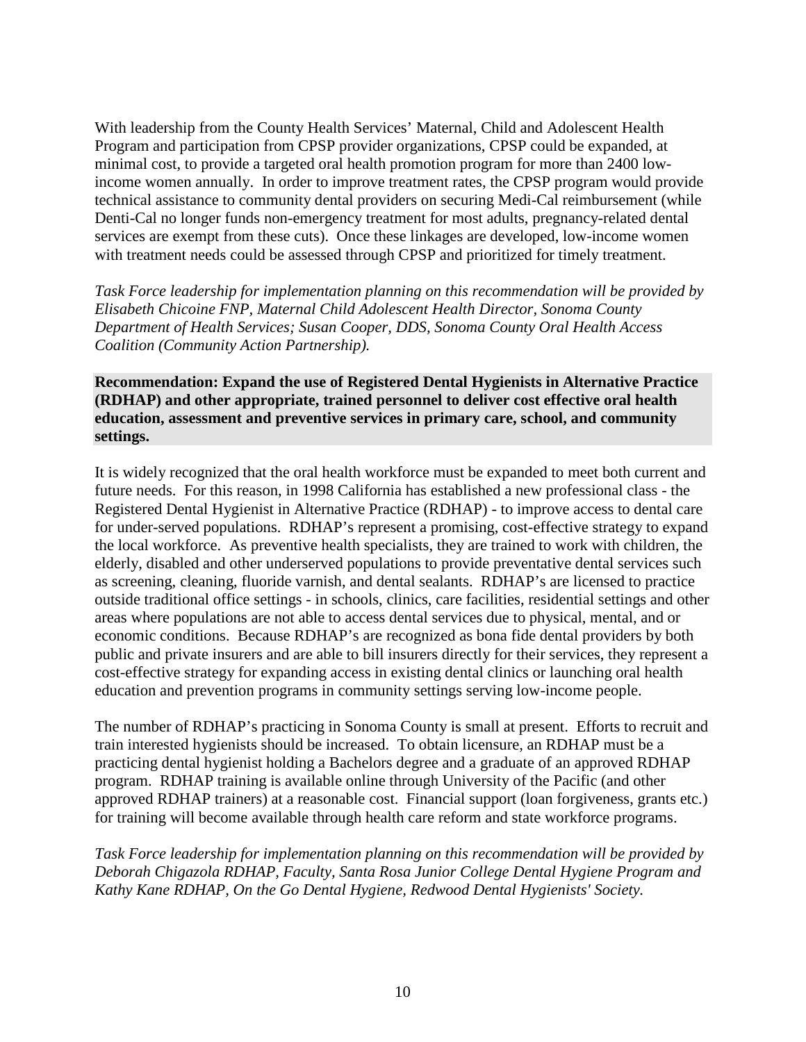With leadership from the County Health Services' Maternal, Child and Adolescent Health Program and participation from CPSP provider organizations, CPSP could be expanded, at minimal cost, to provide a targeted oral health promotion program for more than 2400 low-income women annually. In order to improve treatment rates, the CPSP program would provide technical assistance to community dental providers on securing Medi-Cal reimbursement (while Denti-Cal no longer funds non-emergency treatment for most adults, pregnancy-related dental services are exempt from these cuts). Once these linkages are developed, low-income women with treatment needs could be assessed through CPSP and prioritized for timely treatment.

*Task Force leadership for implementation planning on this recommendation will be provided by Elisabeth Chicoine FNP, Maternal Child Adolescent Health Director, Sonoma County Department of Health Services; Susan Cooper, DDS, Sonoma County Oral Health Access Coalition (Community Action Partnership).*

**Recommendation: Expand the use of Registered Dental Hygienists in Alternative Practice (RDHAP) and other appropriate, trained personnel to deliver cost effective oral health education, assessment and preventive services in primary care, school, and community settings.**

It is widely recognized that the oral health workforce must be expanded to meet both current and future needs. For this reason, in 1998 California has established a new professional class - the Registered Dental Hygienist in Alternative Practice (RDHAP) - to improve access to dental care for under-served populations. RDHAP's represent a promising, cost-effective strategy to expand the local workforce. As preventive health specialists, they are trained to work with children, the elderly, disabled and other underserved populations to provide preventative dental services such as screening, cleaning, fluoride varnish, and dental sealants. RDHAP's are licensed to practice outside traditional office settings - in schools, clinics, care facilities, residential settings and other areas where populations are not able to access dental services due to physical, mental, and or economic conditions. Because RDHAP's are recognized as bona fide dental providers by both public and private insurers and are able to bill insurers directly for their services, they represent a cost-effective strategy for expanding access in existing dental clinics or launching oral health education and prevention programs in community settings serving low-income people.

The number of RDHAP's practicing in Sonoma County is small at present. Efforts to recruit and train interested hygienists should be increased. To obtain licensure, an RDHAP must be a practicing dental hygienist holding a Bachelors degree and a graduate of an approved RDHAP program. RDHAP training is available online through University of the Pacific (and other approved RDHAP trainers) at a reasonable cost. Financial support (loan forgiveness, grants etc.) for training will become available through health care reform and state workforce programs.

*Task Force leadership for implementation planning on this recommendation will be provided by Deborah Chigazola RDHAP, Faculty, Santa Rosa Junior College Dental Hygiene Program and Kathy Kane RDHAP, On the Go Dental Hygiene, Redwood Dental Hygienists' Society.*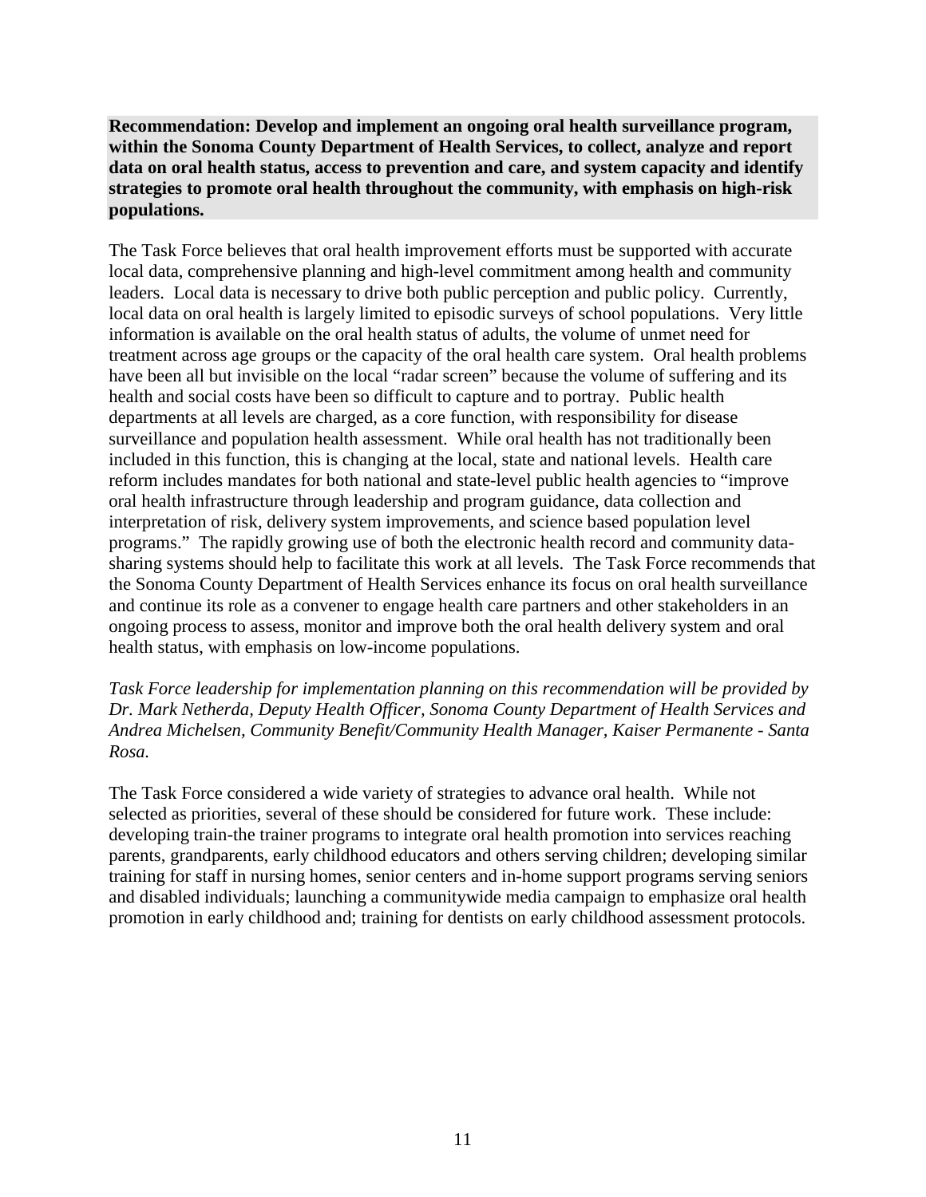**Recommendation: Develop and implement an ongoing oral health surveillance program, within the Sonoma County Department of Health Services, to collect, analyze and report data on oral health status, access to prevention and care, and system capacity and identify strategies to promote oral health throughout the community, with emphasis on high-risk populations.**

The Task Force believes that oral health improvement efforts must be supported with accurate local data, comprehensive planning and high-level commitment among health and community leaders. Local data is necessary to drive both public perception and public policy. Currently, local data on oral health is largely limited to episodic surveys of school populations. Very little information is available on the oral health status of adults, the volume of unmet need for treatment across age groups or the capacity of the oral health care system. Oral health problems have been all but invisible on the local "radar screen" because the volume of suffering and its health and social costs have been so difficult to capture and to portray. Public health departments at all levels are charged, as a core function, with responsibility for disease surveillance and population health assessment. While oral health has not traditionally been included in this function, this is changing at the local, state and national levels. Health care reform includes mandates for both national and state-level public health agencies to "improve oral health infrastructure through leadership and program guidance, data collection and interpretation of risk, delivery system improvements, and science based population level programs." The rapidly growing use of both the electronic health record and community data-sharing systems should help to facilitate this work at all levels. The Task Force recommends that the Sonoma County Department of Health Services enhance its focus on oral health surveillance and continue its role as a convener to engage health care partners and other stakeholders in an ongoing process to assess, monitor and improve both the oral health delivery system and oral health status, with emphasis on low-income populations.

*Task Force leadership for implementation planning on this recommendation will be provided by Dr. Mark Netherda, Deputy Health Officer, Sonoma County Department of Health Services and Andrea Michelsen, Community Benefit/Community Health Manager, Kaiser Permanente - Santa Rosa.*

The Task Force considered a wide variety of strategies to advance oral health. While not selected as priorities, several of these should be considered for future work. These include: developing train-the trainer programs to integrate oral health promotion into services reaching parents, grandparents, early childhood educators and others serving children; developing similar training for staff in nursing homes, senior centers and in-home support programs serving seniors and disabled individuals; launching a communitywide media campaign to emphasize oral health promotion in early childhood and; training for dentists on early childhood assessment protocols.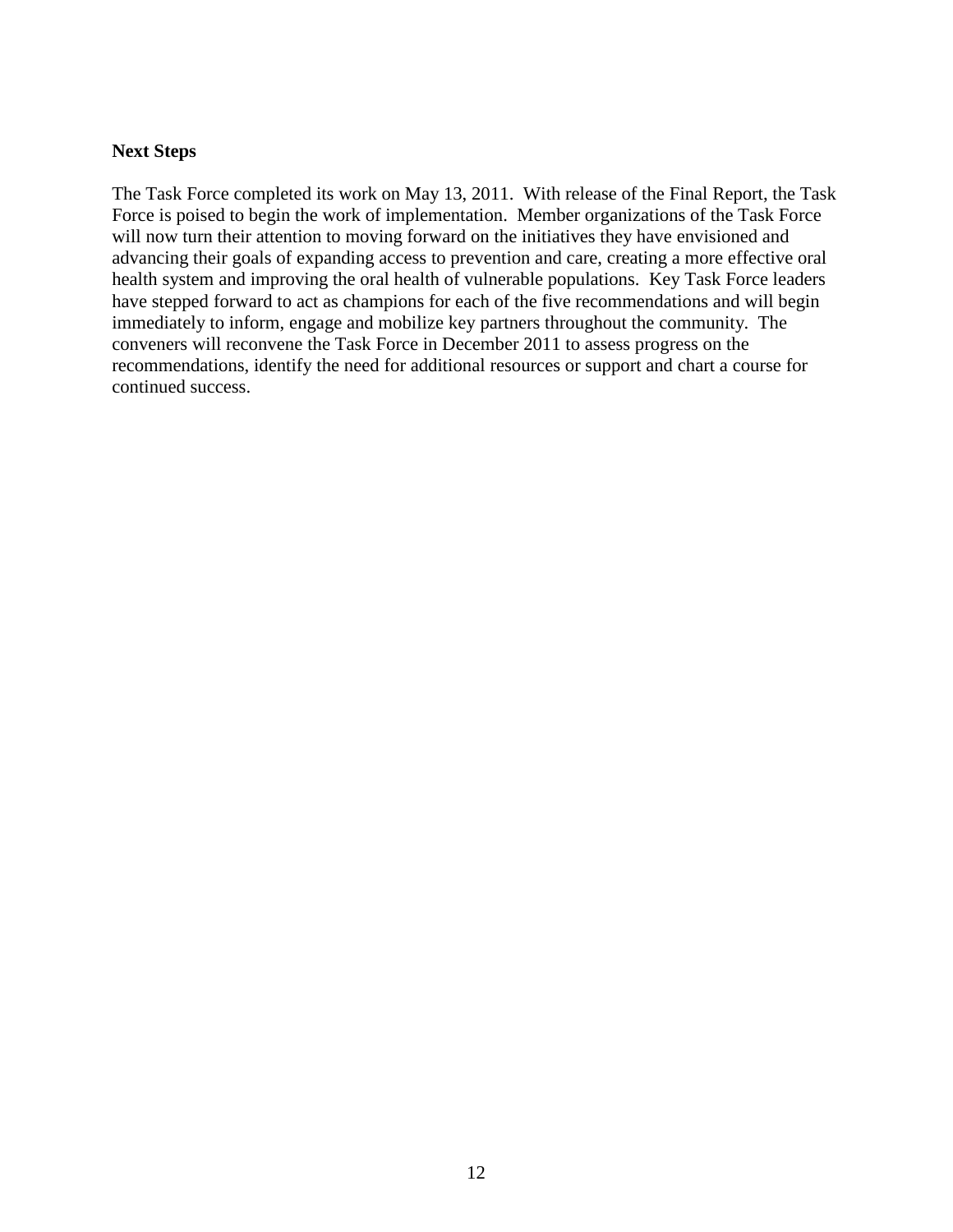**Next Steps**

The Task Force completed its work on May 13, 2011. With release of the Final Report, the Task Force is poised to begin the work of implementation. Member organizations of the Task Force will now turn their attention to moving forward on the initiatives they have envisioned and advancing their goals of expanding access to prevention and care, creating a more effective oral health system and improving the oral health of vulnerable populations. Key Task Force leaders have stepped forward to act as champions for each of the five recommendations and will begin immediately to inform, engage and mobilize key partners throughout the community. The conveners will reconvene the Task Force in December 2011 to assess progress on the recommendations, identify the need for additional resources or support and chart a course for continued success.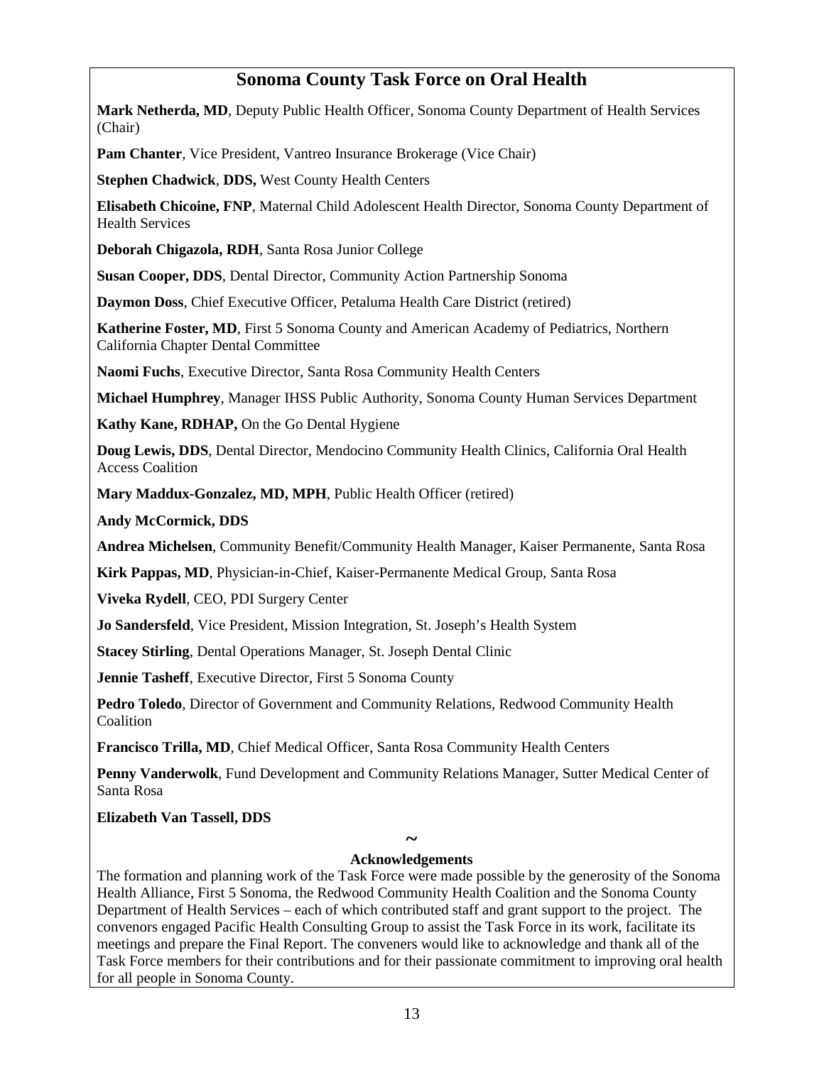# Sonoma County Task Force on Oral Health

**Mark Netherda, MD**, Deputy Public Health Officer, Sonoma County Department of Health Services (Chair)

**Pam Chanter**, Vice President, Vantreo Insurance Brokerage (Vice Chair)

**Stephen Chadwick**, **DDS,** West County Health Centers

**Elisabeth Chicoine, FNP**, Maternal Child Adolescent Health Director, Sonoma County Department of Health Services

**Deborah Chigazola, RDH**, Santa Rosa Junior College

**Susan Cooper, DDS**, Dental Director, Community Action Partnership Sonoma

**Daymon Doss**, Chief Executive Officer, Petaluma Health Care District (retired)

**Katherine Foster, MD**, First 5 Sonoma County and American Academy of Pediatrics, Northern California Chapter Dental Committee

**Naomi Fuchs**, Executive Director, Santa Rosa Community Health Centers

**Michael Humphrey**, Manager IHSS Public Authority, Sonoma County Human Services Department

**Kathy Kane, RDHAP,** On the Go Dental Hygiene

**Doug Lewis, DDS**, Dental Director, Mendocino Community Health Clinics, California Oral Health Access Coalition

**Mary Maddux-Gonzalez, MD, MPH**, Public Health Officer (retired)

**Andy McCormick, DDS**

**Andrea Michelsen**, Community Benefit/Community Health Manager, Kaiser Permanente, Santa Rosa

**Kirk Pappas, MD**, Physician-in-Chief, Kaiser-Permanente Medical Group, Santa Rosa

**Viveka Rydell**, CEO, PDI Surgery Center

**Jo Sandersfeld**, Vice President, Mission Integration, St. Joseph's Health System

**Stacey Stirling**, Dental Operations Manager, St. Joseph Dental Clinic

**Jennie Tasheff**, Executive Director, First 5 Sonoma County

**Pedro Toledo**, Director of Government and Community Relations, Redwood Community Health Coalition

**Francisco Trilla, MD**, Chief Medical Officer, Santa Rosa Community Health Centers

**Penny Vanderwolk**, Fund Development and Community Relations Manager, Sutter Medical Center of Santa Rosa

**Elizabeth Van Tassell, DDS**

~

**Acknowledgements**

The formation and planning work of the Task Force were made possible by the generosity of the Sonoma Health Alliance, First 5 Sonoma, the Redwood Community Health Coalition and the Sonoma County Department of Health Services – each of which contributed staff and grant support to the project. The convenors engaged Pacific Health Consulting Group to assist the Task Force in its work, facilitate its meetings and prepare the Final Report. The conveners would like to acknowledge and thank all of the Task Force members for their contributions and for their passionate commitment to improving oral health for all people in Sonoma County.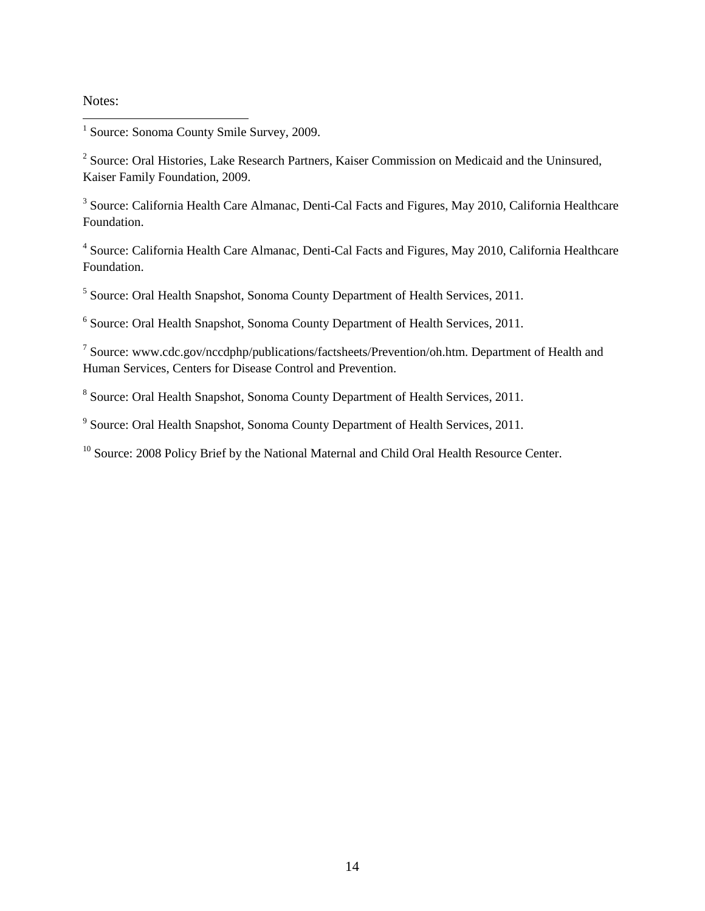Notes:

[1] Source: Sonoma County Smile Survey, 2009.

[2] Source: Oral Histories, Lake Research Partners, Kaiser Commission on Medicaid and the Uninsured, Kaiser Family Foundation, 2009.

[3] Source: California Health Care Almanac, Denti-Cal Facts and Figures, May 2010, California Healthcare Foundation.

[4] Source: California Health Care Almanac, Denti-Cal Facts and Figures, May 2010, California Healthcare Foundation.

[5] Source: Oral Health Snapshot, Sonoma County Department of Health Services, 2011.

[6] Source: Oral Health Snapshot, Sonoma County Department of Health Services, 2011.

[7] Source: www.cdc.gov/nccdphp/publications/factsheets/Prevention/oh.htm. Department of Health and Human Services, Centers for Disease Control and Prevention.

[8] Source: Oral Health Snapshot, Sonoma County Department of Health Services, 2011.

[9] Source: Oral Health Snapshot, Sonoma County Department of Health Services, 2011.

[10] Source: 2008 Policy Brief by the National Maternal and Child Oral Health Resource Center.